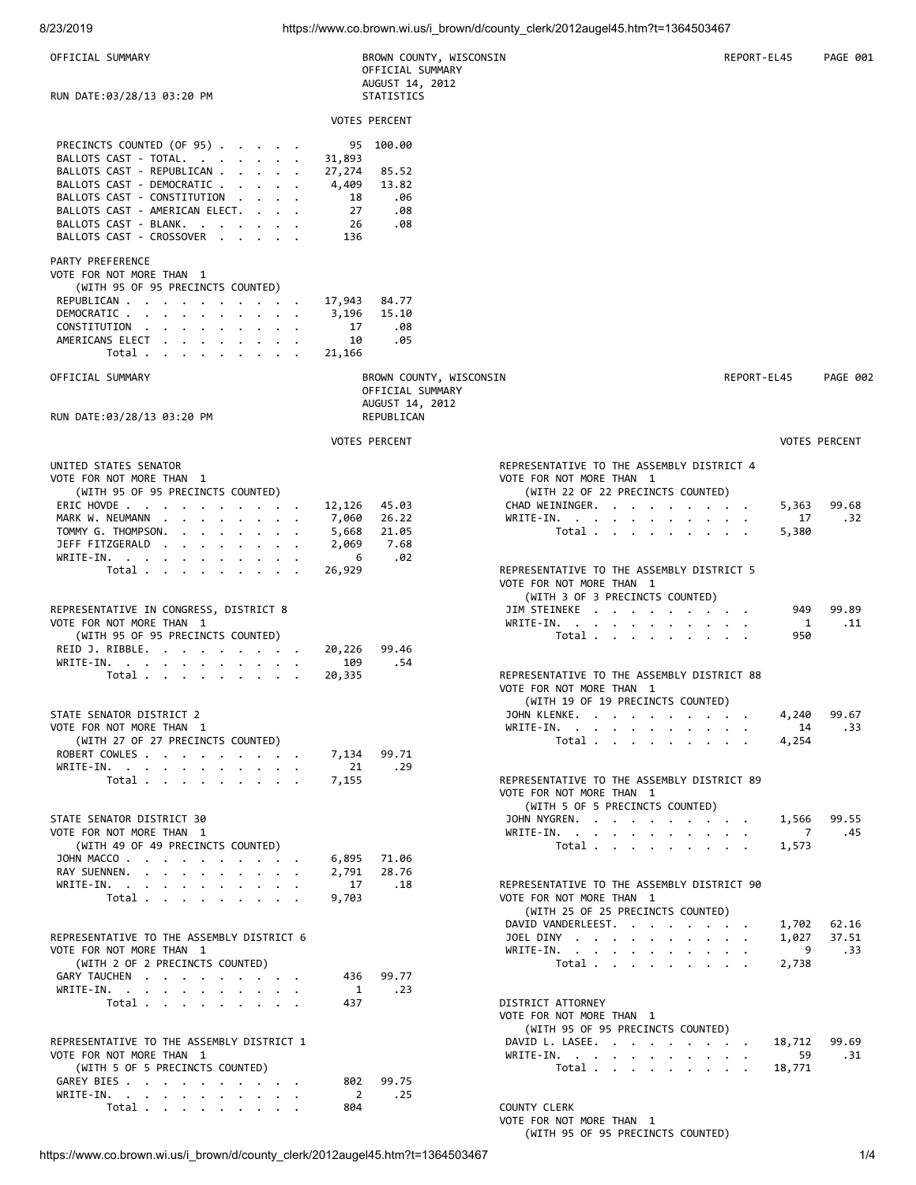## OFFICIAL SUMMARY

BROWN COUNTY, WISCONSIN
OFFICIAL SUMMARY
AUGUST 14, 2012
STATISTICS

REPORT-EL45 PAGE 001

RUN DATE:03/28/13 03:20 PM

| | VOTES | PERCENT |
|---|---|---|
| PRECINCTS COUNTED (OF 95) | 95 | 100.00 |
| BALLOTS CAST - TOTAL. | 31,893 | |
| BALLOTS CAST - REPUBLICAN | 27,274 | 85.52 |
| BALLOTS CAST - DEMOCRATIC | 4,409 | 13.82 |
| BALLOTS CAST - CONSTITUTION | 18 | .06 |
| BALLOTS CAST - AMERICAN ELECT. | 27 | .08 |
| BALLOTS CAST - BLANK. | 26 | .08 |
| BALLOTS CAST - CROSSOVER | 136 | |

PARTY PREFERENCE
VOTE FOR NOT MORE THAN 1
(WITH 95 OF 95 PRECINCTS COUNTED)

| | VOTES | PERCENT |
|---|---|---|
| REPUBLICAN | 17,943 | 84.77 |
| DEMOCRATIC | 3,196 | 15.10 |
| CONSTITUTION | 17 | .08 |
| AMERICANS ELECT | 10 | .05 |
| Total | 21,166 | |

## OFFICIAL SUMMARY

BROWN COUNTY, WISCONSIN
OFFICIAL SUMMARY
AUGUST 14, 2012
REPUBLICAN

REPORT-EL45 PAGE 002

RUN DATE:03/28/13 03:20 PM

UNITED STATES SENATOR
VOTE FOR NOT MORE THAN 1
(WITH 95 OF 95 PRECINCTS COUNTED)

| | VOTES | PERCENT |
|---|---|---|
| ERIC HOVDE | 12,126 | 45.03 |
| MARK W. NEUMANN | 7,060 | 26.22 |
| TOMMY G. THOMPSON. | 5,668 | 21.05 |
| JEFF FITZGERALD | 2,069 | 7.68 |
| WRITE-IN. | 6 | .02 |
| Total | 26,929 | |

REPRESENTATIVE IN CONGRESS, DISTRICT 8
VOTE FOR NOT MORE THAN 1
(WITH 95 OF 95 PRECINCTS COUNTED)

| | VOTES | PERCENT |
|---|---|---|
| REID J. RIBBLE. | 20,226 | 99.46 |
| WRITE-IN. | 109 | .54 |
| Total | 20,335 | |

STATE SENATOR DISTRICT 2
VOTE FOR NOT MORE THAN 1
(WITH 27 OF 27 PRECINCTS COUNTED)

| | VOTES | PERCENT |
|---|---|---|
| ROBERT COWLES | 7,134 | 99.71 |
| WRITE-IN. | 21 | .29 |
| Total | 7,155 | |

STATE SENATOR DISTRICT 30
VOTE FOR NOT MORE THAN 1
(WITH 49 OF 49 PRECINCTS COUNTED)

| | VOTES | PERCENT |
|---|---|---|
| JOHN MACCO | 6,895 | 71.06 |
| RAY SUENNEN. | 2,791 | 28.76 |
| WRITE-IN. | 17 | .18 |
| Total | 9,703 | |

REPRESENTATIVE TO THE ASSEMBLY DISTRICT 6
VOTE FOR NOT MORE THAN 1
(WITH 2 OF 2 PRECINCTS COUNTED)

| | VOTES | PERCENT |
|---|---|---|
| GARY TAUCHEN | 436 | 99.77 |
| WRITE-IN. | 1 | .23 |
| Total | 437 | |

REPRESENTATIVE TO THE ASSEMBLY DISTRICT 1
VOTE FOR NOT MORE THAN 1
(WITH 5 OF 5 PRECINCTS COUNTED)

| | VOTES | PERCENT |
|---|---|---|
| GAREY BIES | 802 | 99.75 |
| WRITE-IN. | 2 | .25 |
| Total | 804 | |

REPRESENTATIVE TO THE ASSEMBLY DISTRICT 4
VOTE FOR NOT MORE THAN 1
(WITH 22 OF 22 PRECINCTS COUNTED)

| | VOTES | PERCENT |
|---|---|---|
| CHAD WEININGER. | 5,363 | 99.68 |
| WRITE-IN. | 17 | .32 |
| Total | 5,380 | |

REPRESENTATIVE TO THE ASSEMBLY DISTRICT 5
VOTE FOR NOT MORE THAN 1
(WITH 3 OF 3 PRECINCTS COUNTED)

| | VOTES | PERCENT |
|---|---|---|
| JIM STEINEKE | 949 | 99.89 |
| WRITE-IN. | 1 | .11 |
| Total | 950 | |

REPRESENTATIVE TO THE ASSEMBLY DISTRICT 88
VOTE FOR NOT MORE THAN 1
(WITH 19 OF 19 PRECINCTS COUNTED)

| | VOTES | PERCENT |
|---|---|---|
| JOHN KLENKE. | 4,240 | 99.67 |
| WRITE-IN. | 14 | .33 |
| Total | 4,254 | |

REPRESENTATIVE TO THE ASSEMBLY DISTRICT 89
VOTE FOR NOT MORE THAN 1
(WITH 5 OF 5 PRECINCTS COUNTED)

| | VOTES | PERCENT |
|---|---|---|
| JOHN NYGREN. | 1,566 | 99.55 |
| WRITE-IN. | 7 | .45 |
| Total | 1,573 | |

REPRESENTATIVE TO THE ASSEMBLY DISTRICT 90
VOTE FOR NOT MORE THAN 1
(WITH 25 OF 25 PRECINCTS COUNTED)

| | VOTES | PERCENT |
|---|---|---|
| DAVID VANDERLEEST. | 1,702 | 62.16 |
| JOEL DINY | 1,027 | 37.51 |
| WRITE-IN. | 9 | .33 |
| Total | 2,738 | |

DISTRICT ATTORNEY
VOTE FOR NOT MORE THAN 1
(WITH 95 OF 95 PRECINCTS COUNTED)

| | VOTES | PERCENT |
|---|---|---|
| DAVID L. LASEE. | 18,712 | 99.69 |
| WRITE-IN. | 59 | .31 |
| Total | 18,771 | |

COUNTY CLERK
VOTE FOR NOT MORE THAN 1
(WITH 95 OF 95 PRECINCTS COUNTED)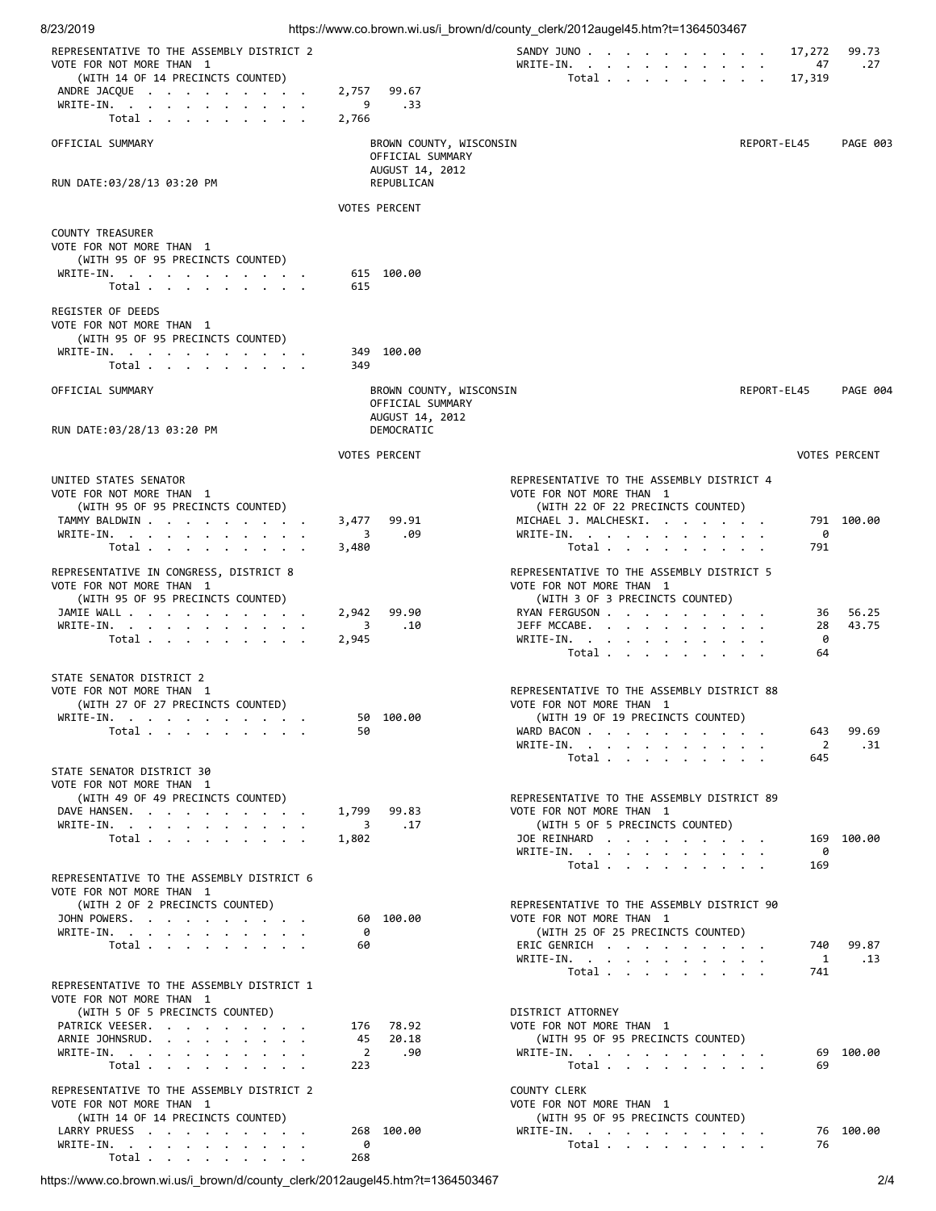REPRESENTATIVE TO THE ASSEMBLY DISTRICT 2
VOTE FOR NOT MORE THAN 1
(WITH 14 OF 14 PRECINCTS COUNTED)

| Candidate | Votes | Percent |
|---|---|---|
| ANDRE JACQUE | 2,757 | 99.67 |
| WRITE-IN. | 9 | .33 |
| Total | 2,766 | |

| Candidate | Votes | Percent |
|---|---|---|
| SANDY JUNO | 17,272 | 99.73 |
| WRITE-IN. | 47 | .27 |
| Total | 17,319 | |

OFFICIAL SUMMARY — BROWN COUNTY, WISCONSIN — OFFICIAL SUMMARY — AUGUST 14, 2012 — REPUBLICAN — REPORT-EL45 PAGE 003

RUN DATE:03/28/13 03:20 PM

COUNTY TREASURER
VOTE FOR NOT MORE THAN 1
(WITH 95 OF 95 PRECINCTS COUNTED)

| Candidate | Votes | Percent |
|---|---|---|
| WRITE-IN. | 615 | 100.00 |
| Total | 615 | |

REGISTER OF DEEDS
VOTE FOR NOT MORE THAN 1
(WITH 95 OF 95 PRECINCTS COUNTED)

| Candidate | Votes | Percent |
|---|---|---|
| WRITE-IN. | 349 | 100.00 |
| Total | 349 | |

OFFICIAL SUMMARY — BROWN COUNTY, WISCONSIN — OFFICIAL SUMMARY — AUGUST 14, 2012 — DEMOCRATIC — REPORT-EL45 PAGE 004

RUN DATE:03/28/13 03:20 PM

UNITED STATES SENATOR
VOTE FOR NOT MORE THAN 1
(WITH 95 OF 95 PRECINCTS COUNTED)

| Candidate | Votes | Percent |
|---|---|---|
| TAMMY BALDWIN | 3,477 | 99.91 |
| WRITE-IN. | 3 | .09 |
| Total | 3,480 | |

REPRESENTATIVE IN CONGRESS, DISTRICT 8
VOTE FOR NOT MORE THAN 1
(WITH 95 OF 95 PRECINCTS COUNTED)

| Candidate | Votes | Percent |
|---|---|---|
| JAMIE WALL | 2,942 | 99.90 |
| WRITE-IN. | 3 | .10 |
| Total | 2,945 | |

STATE SENATOR DISTRICT 2
VOTE FOR NOT MORE THAN 1
(WITH 27 OF 27 PRECINCTS COUNTED)

| Candidate | Votes | Percent |
|---|---|---|
| WRITE-IN. | 50 | 100.00 |
| Total | 50 | |

STATE SENATOR DISTRICT 30
VOTE FOR NOT MORE THAN 1
(WITH 49 OF 49 PRECINCTS COUNTED)

| Candidate | Votes | Percent |
|---|---|---|
| DAVE HANSEN. | 1,799 | 99.83 |
| WRITE-IN. | 3 | .17 |
| Total | 1,802 | |

REPRESENTATIVE TO THE ASSEMBLY DISTRICT 6
VOTE FOR NOT MORE THAN 1
(WITH 2 OF 2 PRECINCTS COUNTED)

| Candidate | Votes | Percent |
|---|---|---|
| JOHN POWERS. | 60 | 100.00 |
| WRITE-IN. | 0 | |
| Total | 60 | |

REPRESENTATIVE TO THE ASSEMBLY DISTRICT 1
VOTE FOR NOT MORE THAN 1
(WITH 5 OF 5 PRECINCTS COUNTED)

| Candidate | Votes | Percent |
|---|---|---|
| PATRICK VEESER. | 176 | 78.92 |
| ARNIE JOHNSRUD. | 45 | 20.18 |
| WRITE-IN. | 2 | .90 |
| Total | 223 | |

REPRESENTATIVE TO THE ASSEMBLY DISTRICT 2
VOTE FOR NOT MORE THAN 1
(WITH 14 OF 14 PRECINCTS COUNTED)

| Candidate | Votes | Percent |
|---|---|---|
| LARRY PRUESS | 268 | 100.00 |
| WRITE-IN. | 0 | |
| Total | 268 | |

REPRESENTATIVE TO THE ASSEMBLY DISTRICT 4
VOTE FOR NOT MORE THAN 1
(WITH 22 OF 22 PRECINCTS COUNTED)

| Candidate | Votes | Percent |
|---|---|---|
| MICHAEL J. MALCHESKI. | 791 | 100.00 |
| WRITE-IN. | 0 | |
| Total | 791 | |

REPRESENTATIVE TO THE ASSEMBLY DISTRICT 5
VOTE FOR NOT MORE THAN 1
(WITH 3 OF 3 PRECINCTS COUNTED)

| Candidate | Votes | Percent |
|---|---|---|
| RYAN FERGUSON | 36 | 56.25 |
| JEFF MCCABE. | 28 | 43.75 |
| WRITE-IN. | 0 | |
| Total | 64 | |

REPRESENTATIVE TO THE ASSEMBLY DISTRICT 88
VOTE FOR NOT MORE THAN 1
(WITH 19 OF 19 PRECINCTS COUNTED)

| Candidate | Votes | Percent |
|---|---|---|
| WARD BACON | 643 | 99.69 |
| WRITE-IN. | 2 | .31 |
| Total | 645 | |

REPRESENTATIVE TO THE ASSEMBLY DISTRICT 89
VOTE FOR NOT MORE THAN 1
(WITH 5 OF 5 PRECINCTS COUNTED)

| Candidate | Votes | Percent |
|---|---|---|
| JOE REINHARD | 169 | 100.00 |
| WRITE-IN. | 0 | |
| Total | 169 | |

REPRESENTATIVE TO THE ASSEMBLY DISTRICT 90
VOTE FOR NOT MORE THAN 1
(WITH 25 OF 25 PRECINCTS COUNTED)

| Candidate | Votes | Percent |
|---|---|---|
| ERIC GENRICH | 740 | 99.87 |
| WRITE-IN. | 1 | .13 |
| Total | 741 | |

DISTRICT ATTORNEY
VOTE FOR NOT MORE THAN 1
(WITH 95 OF 95 PRECINCTS COUNTED)

| Candidate | Votes | Percent |
|---|---|---|
| WRITE-IN. | 69 | 100.00 |
| Total | 69 | |

COUNTY CLERK
VOTE FOR NOT MORE THAN 1
(WITH 95 OF 95 PRECINCTS COUNTED)

| Candidate | Votes | Percent |
|---|---|---|
| WRITE-IN. | 76 | 100.00 |
| Total | 76 | |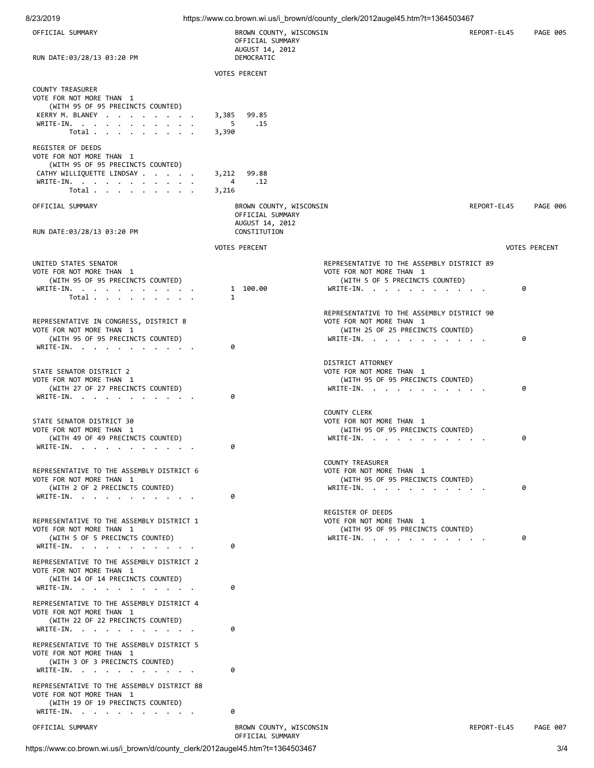OFFICIAL SUMMARY — BROWN COUNTY, WISCONSIN — REPORT-EL45 PAGE 005

OFFICIAL SUMMARY
AUGUST 14, 2012
DEMOCRATIC

RUN DATE:03/28/13 03:20 PM

### COUNTY TREASURER
VOTE FOR NOT MORE THAN 1
(WITH 95 OF 95 PRECINCTS COUNTED)

| | VOTES | PERCENT |
|---|---|---|
| KERRY M. BLANEY | 3,385 | 99.85 |
| WRITE-IN. | 5 | .15 |
| Total | 3,390 | |

### REGISTER OF DEEDS
VOTE FOR NOT MORE THAN 1
(WITH 95 OF 95 PRECINCTS COUNTED)

| | VOTES | PERCENT |
|---|---|---|
| CATHY WILLIQUETTE LINDSAY | 3,212 | 99.88 |
| WRITE-IN. | 4 | .12 |
| Total | 3,216 | |

OFFICIAL SUMMARY — BROWN COUNTY, WISCONSIN — REPORT-EL45 PAGE 006

OFFICIAL SUMMARY
AUGUST 14, 2012
CONSTITUTION

RUN DATE:03/28/13 03:20 PM

### UNITED STATES SENATOR
VOTE FOR NOT MORE THAN 1
(WITH 95 OF 95 PRECINCTS COUNTED)

| | VOTES | PERCENT |
|---|---|---|
| WRITE-IN. | 1 | 100.00 |
| Total | 1 | |

### REPRESENTATIVE IN CONGRESS, DISTRICT 8
VOTE FOR NOT MORE THAN 1
(WITH 95 OF 95 PRECINCTS COUNTED)

| | VOTES | PERCENT |
|---|---|---|
| WRITE-IN. | 0 | |

### STATE SENATOR DISTRICT 2
VOTE FOR NOT MORE THAN 1
(WITH 27 OF 27 PRECINCTS COUNTED)

| | VOTES | PERCENT |
|---|---|---|
| WRITE-IN. | 0 | |

### STATE SENATOR DISTRICT 30
VOTE FOR NOT MORE THAN 1
(WITH 49 OF 49 PRECINCTS COUNTED)

| | VOTES | PERCENT |
|---|---|---|
| WRITE-IN. | 0 | |

### REPRESENTATIVE TO THE ASSEMBLY DISTRICT 6
VOTE FOR NOT MORE THAN 1
(WITH 2 OF 2 PRECINCTS COUNTED)

| | VOTES | PERCENT |
|---|---|---|
| WRITE-IN. | 0 | |

### REPRESENTATIVE TO THE ASSEMBLY DISTRICT 1
VOTE FOR NOT MORE THAN 1
(WITH 5 OF 5 PRECINCTS COUNTED)

| | VOTES | PERCENT |
|---|---|---|
| WRITE-IN. | 0 | |

### REPRESENTATIVE TO THE ASSEMBLY DISTRICT 2
VOTE FOR NOT MORE THAN 1
(WITH 14 OF 14 PRECINCTS COUNTED)

| | VOTES | PERCENT |
|---|---|---|
| WRITE-IN. | 0 | |

### REPRESENTATIVE TO THE ASSEMBLY DISTRICT 4
VOTE FOR NOT MORE THAN 1
(WITH 22 OF 22 PRECINCTS COUNTED)

| | VOTES | PERCENT |
|---|---|---|
| WRITE-IN. | 0 | |

### REPRESENTATIVE TO THE ASSEMBLY DISTRICT 5
VOTE FOR NOT MORE THAN 1
(WITH 3 OF 3 PRECINCTS COUNTED)

| | VOTES | PERCENT |
|---|---|---|
| WRITE-IN. | 0 | |

### REPRESENTATIVE TO THE ASSEMBLY DISTRICT 88
VOTE FOR NOT MORE THAN 1
(WITH 19 OF 19 PRECINCTS COUNTED)

| | VOTES | PERCENT |
|---|---|---|
| WRITE-IN. | 0 | |

### REPRESENTATIVE TO THE ASSEMBLY DISTRICT 89
VOTE FOR NOT MORE THAN 1
(WITH 5 OF 5 PRECINCTS COUNTED)

| | VOTES | PERCENT |
|---|---|---|
| WRITE-IN. | 0 | |

### REPRESENTATIVE TO THE ASSEMBLY DISTRICT 90
VOTE FOR NOT MORE THAN 1
(WITH 25 OF 25 PRECINCTS COUNTED)

| | VOTES | PERCENT |
|---|---|---|
| WRITE-IN. | 0 | |

### DISTRICT ATTORNEY
VOTE FOR NOT MORE THAN 1
(WITH 95 OF 95 PRECINCTS COUNTED)

| | VOTES | PERCENT |
|---|---|---|
| WRITE-IN. | 0 | |

### COUNTY CLERK
VOTE FOR NOT MORE THAN 1
(WITH 95 OF 95 PRECINCTS COUNTED)

| | VOTES | PERCENT |
|---|---|---|
| WRITE-IN. | 0 | |

### COUNTY TREASURER
VOTE FOR NOT MORE THAN 1
(WITH 95 OF 95 PRECINCTS COUNTED)

| | VOTES | PERCENT |
|---|---|---|
| WRITE-IN. | 0 | |

### REGISTER OF DEEDS
VOTE FOR NOT MORE THAN 1
(WITH 95 OF 95 PRECINCTS COUNTED)

| | VOTES | PERCENT |
|---|---|---|
| WRITE-IN. | 0 | |

OFFICIAL SUMMARY — BROWN COUNTY, WISCONSIN — REPORT-EL45 PAGE 007

OFFICIAL SUMMARY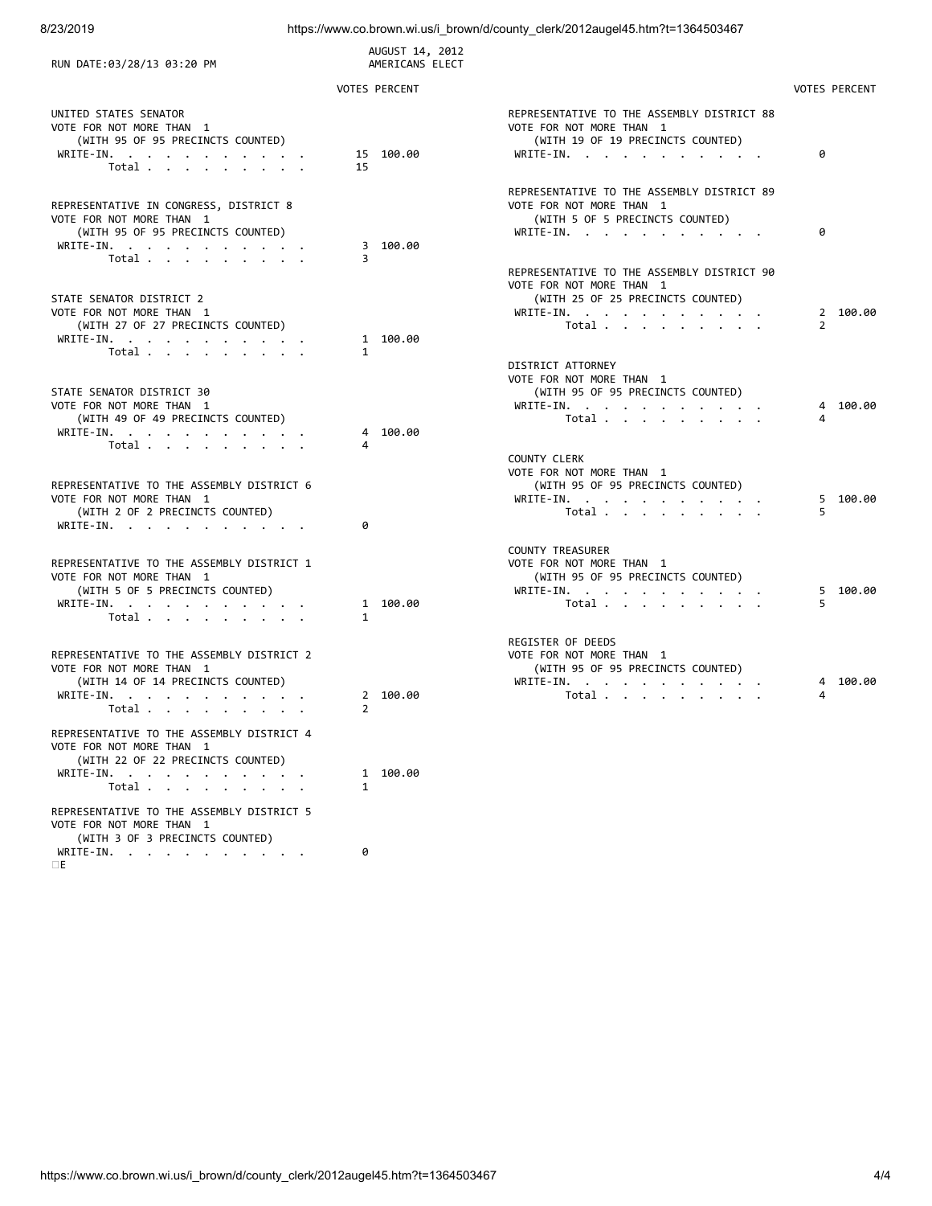RUN DATE:03/28/13 03:20 PM

AUGUST 14, 2012
AMERICANS ELECT

| | VOTES | PERCENT |
|---|---|---|
| **UNITED STATES SENATOR** | | |
| VOTE FOR NOT MORE THAN 1 | | |
| (WITH 95 OF 95 PRECINCTS COUNTED) | | |
| WRITE-IN. | 15 | 100.00 |
| Total | 15 | |
| **REPRESENTATIVE IN CONGRESS, DISTRICT 8** | | |
| VOTE FOR NOT MORE THAN 1 | | |
| (WITH 95 OF 95 PRECINCTS COUNTED) | | |
| WRITE-IN. | 3 | 100.00 |
| Total | 3 | |
| **STATE SENATOR DISTRICT 2** | | |
| VOTE FOR NOT MORE THAN 1 | | |
| (WITH 27 OF 27 PRECINCTS COUNTED) | | |
| WRITE-IN. | 1 | 100.00 |
| Total | 1 | |
| **STATE SENATOR DISTRICT 30** | | |
| VOTE FOR NOT MORE THAN 1 | | |
| (WITH 49 OF 49 PRECINCTS COUNTED) | | |
| WRITE-IN. | 4 | 100.00 |
| Total | 4 | |
| **REPRESENTATIVE TO THE ASSEMBLY DISTRICT 6** | | |
| VOTE FOR NOT MORE THAN 1 | | |
| (WITH 2 OF 2 PRECINCTS COUNTED) | | |
| WRITE-IN. | 0 | |
| **REPRESENTATIVE TO THE ASSEMBLY DISTRICT 1** | | |
| VOTE FOR NOT MORE THAN 1 | | |
| (WITH 5 OF 5 PRECINCTS COUNTED) | | |
| WRITE-IN. | 1 | 100.00 |
| Total | 1 | |
| **REPRESENTATIVE TO THE ASSEMBLY DISTRICT 2** | | |
| VOTE FOR NOT MORE THAN 1 | | |
| (WITH 14 OF 14 PRECINCTS COUNTED) | | |
| WRITE-IN. | 2 | 100.00 |
| Total | 2 | |
| **REPRESENTATIVE TO THE ASSEMBLY DISTRICT 4** | | |
| VOTE FOR NOT MORE THAN 1 | | |
| (WITH 22 OF 22 PRECINCTS COUNTED) | | |
| WRITE-IN. | 1 | 100.00 |
| Total | 1 | |
| **REPRESENTATIVE TO THE ASSEMBLY DISTRICT 5** | | |
| VOTE FOR NOT MORE THAN 1 | | |
| (WITH 3 OF 3 PRECINCTS COUNTED) | | |
| WRITE-IN. | 0 | |
| **REPRESENTATIVE TO THE ASSEMBLY DISTRICT 88** | | |
| VOTE FOR NOT MORE THAN 1 | | |
| (WITH 19 OF 19 PRECINCTS COUNTED) | | |
| WRITE-IN. | 0 | |
| **REPRESENTATIVE TO THE ASSEMBLY DISTRICT 89** | | |
| VOTE FOR NOT MORE THAN 1 | | |
| (WITH 5 OF 5 PRECINCTS COUNTED) | | |
| WRITE-IN. | 0 | |
| **REPRESENTATIVE TO THE ASSEMBLY DISTRICT 90** | | |
| VOTE FOR NOT MORE THAN 1 | | |
| (WITH 25 OF 25 PRECINCTS COUNTED) | | |
| WRITE-IN. | 2 | 100.00 |
| Total | 2 | |
| **DISTRICT ATTORNEY** | | |
| VOTE FOR NOT MORE THAN 1 | | |
| (WITH 95 OF 95 PRECINCTS COUNTED) | | |
| WRITE-IN. | 4 | 100.00 |
| Total | 4 | |
| **COUNTY CLERK** | | |
| VOTE FOR NOT MORE THAN 1 | | |
| (WITH 95 OF 95 PRECINCTS COUNTED) | | |
| WRITE-IN. | 5 | 100.00 |
| Total | 5 | |
| **COUNTY TREASURER** | | |
| VOTE FOR NOT MORE THAN 1 | | |
| (WITH 95 OF 95 PRECINCTS COUNTED) | | |
| WRITE-IN. | 5 | 100.00 |
| Total | 5 | |
| **REGISTER OF DEEDS** | | |
| VOTE FOR NOT MORE THAN 1 | | |
| (WITH 95 OF 95 PRECINCTS COUNTED) | | |
| WRITE-IN. | 4 | 100.00 |
| Total | 4 | |